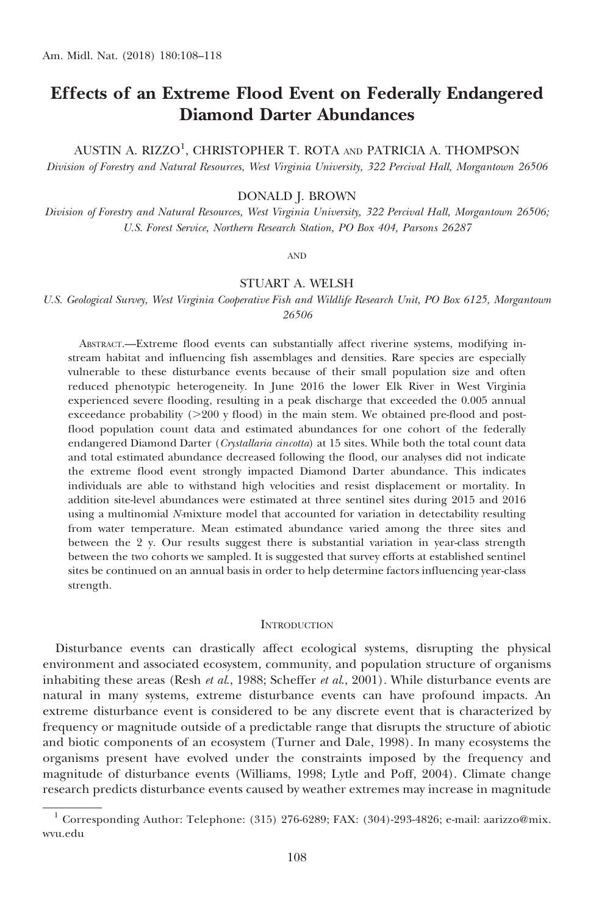# Effects of an Extreme Flood Event on Federally Endangered Diamond Darter Abundances

AUSTIN A. RIZZO[1], CHRISTOPHER T. ROTA AND PATRICIA A. THOMPSON

*Division of Forestry and Natural Resources, West Virginia University, 322 Percival Hall, Morgantown 26506*

DONALD J. BROWN

*Division of Forestry and Natural Resources, West Virginia University, 322 Percival Hall, Morgantown 26506; U.S. Forest Service, Northern Research Station, PO Box 404, Parsons 26287*

AND

STUART A. WELSH

*U.S. Geological Survey, West Virginia Cooperative Fish and Wildlife Research Unit, PO Box 6125, Morgantown 26506*

ABSTRACT.—Extreme flood events can substantially affect riverine systems, modifying instream habitat and influencing fish assemblages and densities. Rare species are especially vulnerable to these disturbance events because of their small population size and often reduced phenotypic heterogeneity. In June 2016 the lower Elk River in West Virginia experienced severe flooding, resulting in a peak discharge that exceeded the 0.005 annual exceedance probability (>200 y flood) in the main stem. We obtained pre-flood and post-flood population count data and estimated abundances for one cohort of the federally endangered Diamond Darter (*Crystallaria cincotta*) at 15 sites. While both the total count data and total estimated abundance decreased following the flood, our analyses did not indicate the extreme flood event strongly impacted Diamond Darter abundance. This indicates individuals are able to withstand high velocities and resist displacement or mortality. In addition site-level abundances were estimated at three sentinel sites during 2015 and 2016 using a multinomial *N*-mixture model that accounted for variation in detectability resulting from water temperature. Mean estimated abundance varied among the three sites and between the 2 y. Our results suggest there is substantial variation in year-class strength between the two cohorts we sampled. It is suggested that survey efforts at established sentinel sites be continued on an annual basis in order to help determine factors influencing year-class strength.

## INTRODUCTION

Disturbance events can drastically affect ecological systems, disrupting the physical environment and associated ecosystem, community, and population structure of organisms inhabiting these areas (Resh *et al.*, 1988; Scheffer *et al.*, 2001). While disturbance events are natural in many systems, extreme disturbance events can have profound impacts. An extreme disturbance event is considered to be any discrete event that is characterized by frequency or magnitude outside of a predictable range that disrupts the structure of abiotic and biotic components of an ecosystem (Turner and Dale, 1998). In many ecosystems the organisms present have evolved under the constraints imposed by the frequency and magnitude of disturbance events (Williams, 1998; Lytle and Poff, 2004). Climate change research predicts disturbance events caused by weather extremes may increase in magnitude

[1] Corresponding Author: Telephone: (315) 276-6289; FAX: (304)-293-4826; e-mail: aarizzo@mix.wvu.edu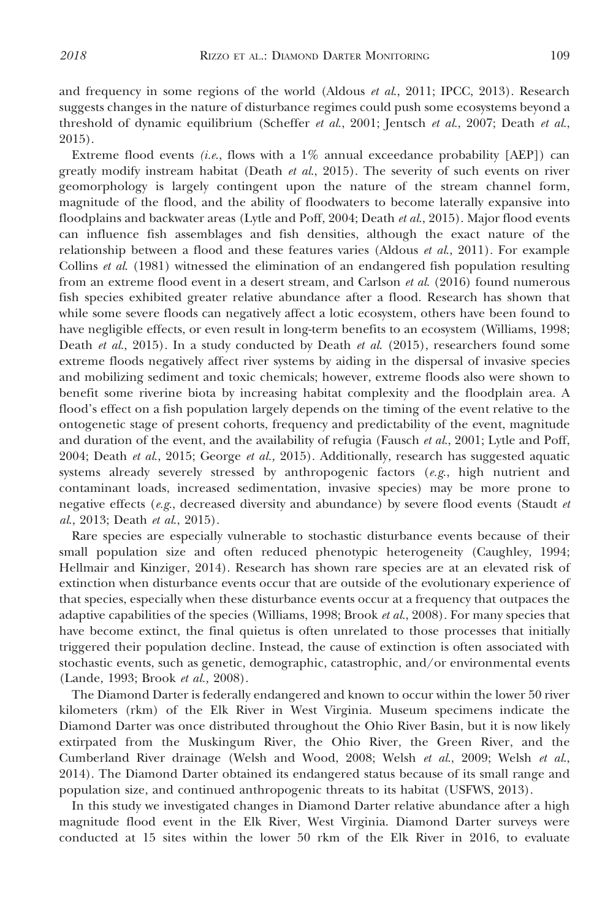and frequency in some regions of the world (Aldous *et al.*, 2011; IPCC, 2013). Research suggests changes in the nature of disturbance regimes could push some ecosystems beyond a threshold of dynamic equilibrium (Scheffer *et al.*, 2001; Jentsch *et al.*, 2007; Death *et al.*, 2015).

Extreme flood events (*i.e.*, flows with a 1% annual exceedance probability [AEP]) can greatly modify instream habitat (Death *et al.*, 2015). The severity of such events on river geomorphology is largely contingent upon the nature of the stream channel form, magnitude of the flood, and the ability of floodwaters to become laterally expansive into floodplains and backwater areas (Lytle and Poff, 2004; Death *et al.*, 2015). Major flood events can influence fish assemblages and fish densities, although the exact nature of the relationship between a flood and these features varies (Aldous *et al.*, 2011). For example Collins *et al.* (1981) witnessed the elimination of an endangered fish population resulting from an extreme flood event in a desert stream, and Carlson *et al.* (2016) found numerous fish species exhibited greater relative abundance after a flood. Research has shown that while some severe floods can negatively affect a lotic ecosystem, others have been found to have negligible effects, or even result in long-term benefits to an ecosystem (Williams, 1998; Death *et al.*, 2015). In a study conducted by Death *et al.* (2015), researchers found some extreme floods negatively affect river systems by aiding in the dispersal of invasive species and mobilizing sediment and toxic chemicals; however, extreme floods also were shown to benefit some riverine biota by increasing habitat complexity and the floodplain area. A flood's effect on a fish population largely depends on the timing of the event relative to the ontogenetic stage of present cohorts, frequency and predictability of the event, magnitude and duration of the event, and the availability of refugia (Fausch *et al.*, 2001; Lytle and Poff, 2004; Death *et al.*, 2015; George *et al.,* 2015). Additionally, research has suggested aquatic systems already severely stressed by anthropogenic factors (*e.g.*, high nutrient and contaminant loads, increased sedimentation, invasive species) may be more prone to negative effects (*e.g.*, decreased diversity and abundance) by severe flood events (Staudt *et al.*, 2013; Death *et al.*, 2015).

Rare species are especially vulnerable to stochastic disturbance events because of their small population size and often reduced phenotypic heterogeneity (Caughley, 1994; Hellmair and Kinziger, 2014). Research has shown rare species are at an elevated risk of extinction when disturbance events occur that are outside of the evolutionary experience of that species, especially when these disturbance events occur at a frequency that outpaces the adaptive capabilities of the species (Williams, 1998; Brook *et al.*, 2008). For many species that have become extinct, the final quietus is often unrelated to those processes that initially triggered their population decline. Instead, the cause of extinction is often associated with stochastic events, such as genetic, demographic, catastrophic, and/or environmental events (Lande, 1993; Brook *et al.,* 2008).

The Diamond Darter is federally endangered and known to occur within the lower 50 river kilometers (rkm) of the Elk River in West Virginia. Museum specimens indicate the Diamond Darter was once distributed throughout the Ohio River Basin, but it is now likely extirpated from the Muskingum River, the Ohio River, the Green River, and the Cumberland River drainage (Welsh and Wood, 2008; Welsh *et al.*, 2009; Welsh *et al.*, 2014). The Diamond Darter obtained its endangered status because of its small range and population size, and continued anthropogenic threats to its habitat (USFWS, 2013).

In this study we investigated changes in Diamond Darter relative abundance after a high magnitude flood event in the Elk River, West Virginia. Diamond Darter surveys were conducted at 15 sites within the lower 50 rkm of the Elk River in 2016, to evaluate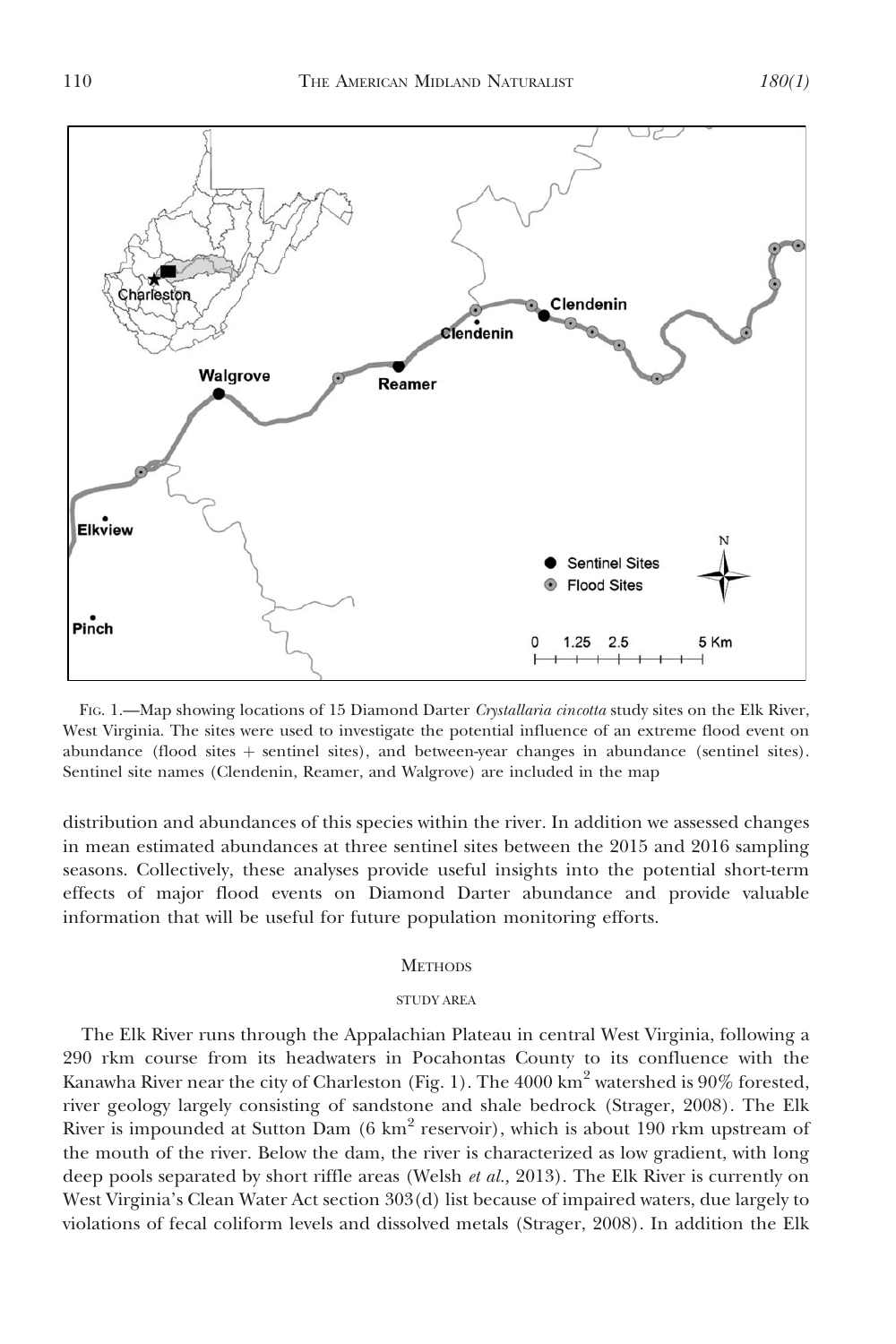FIG. 1.—Map showing locations of 15 Diamond Darter *Crystallaria cincotta* study sites on the Elk River, West Virginia. The sites were used to investigate the potential influence of an extreme flood event on abundance (flood sites + sentinel sites), and between-year changes in abundance (sentinel sites). Sentinel site names (Clendenin, Reamer, and Walgrove) are included in the map

distribution and abundances of this species within the river. In addition we assessed changes in mean estimated abundances at three sentinel sites between the 2015 and 2016 sampling seasons. Collectively, these analyses provide useful insights into the potential short-term effects of major flood events on Diamond Darter abundance and provide valuable information that will be useful for future population monitoring efforts.

## METHODS

### STUDY AREA

The Elk River runs through the Appalachian Plateau in central West Virginia, following a 290 rkm course from its headwaters in Pocahontas County to its confluence with the Kanawha River near the city of Charleston (Fig. 1). The 4000 $km^2$ watershed is 90% forested, river geology largely consisting of sandstone and shale bedrock (Strager, 2008). The Elk River is impounded at Sutton Dam (6 $km^2$ reservoir), which is about 190 rkm upstream of the mouth of the river. Below the dam, the river is characterized as low gradient, with long deep pools separated by short riffle areas (Welsh *et al.,* 2013). The Elk River is currently on West Virginia's Clean Water Act section 303(d) list because of impaired waters, due largely to violations of fecal coliform levels and dissolved metals (Strager, 2008). In addition the Elk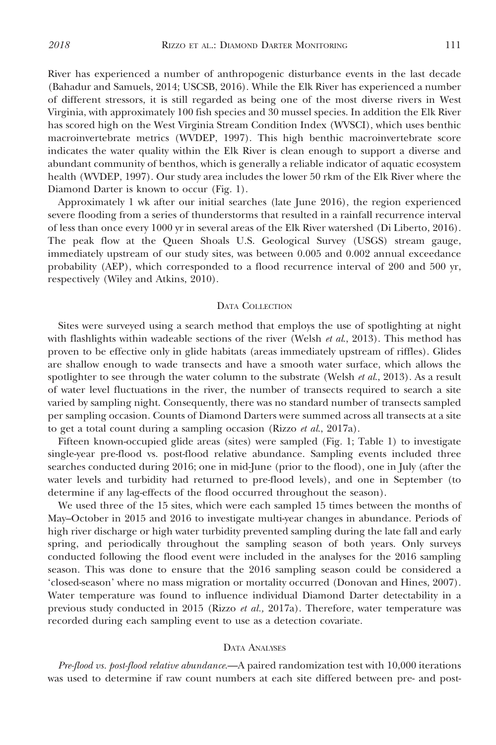River has experienced a number of anthropogenic disturbance events in the last decade (Bahadur and Samuels, 2014; USCSB, 2016). While the Elk River has experienced a number of different stressors, it is still regarded as being one of the most diverse rivers in West Virginia, with approximately 100 fish species and 30 mussel species. In addition the Elk River has scored high on the West Virginia Stream Condition Index (WVSCI), which uses benthic macroinvertebrate metrics (WVDEP, 1997). This high benthic macroinvertebrate score indicates the water quality within the Elk River is clean enough to support a diverse and abundant community of benthos, which is generally a reliable indicator of aquatic ecosystem health (WVDEP, 1997). Our study area includes the lower 50 rkm of the Elk River where the Diamond Darter is known to occur (Fig. 1).

Approximately 1 wk after our initial searches (late June 2016), the region experienced severe flooding from a series of thunderstorms that resulted in a rainfall recurrence interval of less than once every 1000 yr in several areas of the Elk River watershed (Di Liberto, 2016). The peak flow at the Queen Shoals U.S. Geological Survey (USGS) stream gauge, immediately upstream of our study sites, was between 0.005 and 0.002 annual exceedance probability (AEP), which corresponded to a flood recurrence interval of 200 and 500 yr, respectively (Wiley and Atkins, 2010).

## Data Collection

Sites were surveyed using a search method that employs the use of spotlighting at night with flashlights within wadeable sections of the river (Welsh *et al.*, 2013). This method has proven to be effective only in glide habitats (areas immediately upstream of riffles). Glides are shallow enough to wade transects and have a smooth water surface, which allows the spotlighter to see through the water column to the substrate (Welsh *et al.*, 2013). As a result of water level fluctuations in the river, the number of transects required to search a site varied by sampling night. Consequently, there was no standard number of transects sampled per sampling occasion. Counts of Diamond Darters were summed across all transects at a site to get a total count during a sampling occasion (Rizzo *et al.*, 2017a).

Fifteen known-occupied glide areas (sites) were sampled (Fig. 1; Table 1) to investigate single-year pre-flood vs. post-flood relative abundance. Sampling events included three searches conducted during 2016; one in mid-June (prior to the flood), one in July (after the water levels and turbidity had returned to pre-flood levels), and one in September (to determine if any lag-effects of the flood occurred throughout the season).

We used three of the 15 sites, which were each sampled 15 times between the months of May–October in 2015 and 2016 to investigate multi-year changes in abundance. Periods of high river discharge or high water turbidity prevented sampling during the late fall and early spring, and periodically throughout the sampling season of both years. Only surveys conducted following the flood event were included in the analyses for the 2016 sampling season. This was done to ensure that the 2016 sampling season could be considered a 'closed-season' where no mass migration or mortality occurred (Donovan and Hines, 2007). Water temperature was found to influence individual Diamond Darter detectability in a previous study conducted in 2015 (Rizzo *et al.*, 2017a). Therefore, water temperature was recorded during each sampling event to use as a detection covariate.

## Data Analyses

*Pre-flood vs. post-flood relative abundance.*—A paired randomization test with 10,000 iterations was used to determine if raw count numbers at each site differed between pre- and post-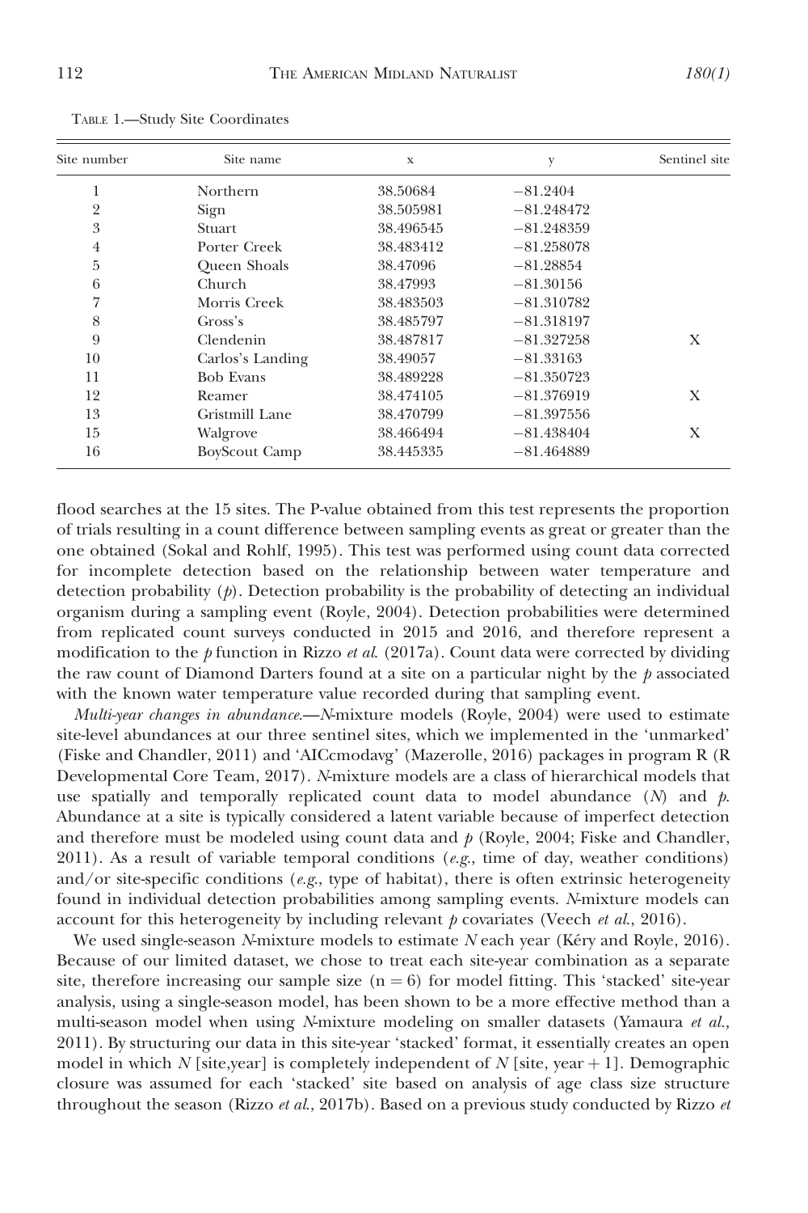TABLE 1.—Study Site Coordinates

| Site number | Site name | x | y | Sentinel site |
|---|---|---|---|---|
| 1 | Northern | 38.50684 | −81.2404 | |
| 2 | Sign | 38.505981 | −81.248472 | |
| 3 | Stuart | 38.496545 | −81.248359 | |
| 4 | Porter Creek | 38.483412 | −81.258078 | |
| 5 | Queen Shoals | 38.47096 | −81.28854 | |
| 6 | Church | 38.47993 | −81.30156 | |
| 7 | Morris Creek | 38.483503 | −81.310782 | |
| 8 | Gross's | 38.485797 | −81.318197 | |
| 9 | Clendenin | 38.487817 | −81.327258 | X |
| 10 | Carlos's Landing | 38.49057 | −81.33163 | |
| 11 | Bob Evans | 38.489228 | −81.350723 | |
| 12 | Reamer | 38.474105 | −81.376919 | X |
| 13 | Gristmill Lane | 38.470799 | −81.397556 | |
| 15 | Walgrove | 38.466494 | −81.438404 | X |
| 16 | BoyScout Camp | 38.445335 | −81.464889 | |

flood searches at the 15 sites. The P-value obtained from this test represents the proportion of trials resulting in a count difference between sampling events as great or greater than the one obtained (Sokal and Rohlf, 1995). This test was performed using count data corrected for incomplete detection based on the relationship between water temperature and detection probability ($p$). Detection probability is the probability of detecting an individual organism during a sampling event (Royle, 2004). Detection probabilities were determined from replicated count surveys conducted in 2015 and 2016, and therefore represent a modification to the $p$ function in Rizzo *et al.* (2017a). Count data were corrected by dividing the raw count of Diamond Darters found at a site on a particular night by the $p$ associated with the known water temperature value recorded during that sampling event.

*Multi-year changes in abundance.*—*N*-mixture models (Royle, 2004) were used to estimate site-level abundances at our three sentinel sites, which we implemented in the 'unmarked' (Fiske and Chandler, 2011) and 'AICcmodavg' (Mazerolle, 2016) packages in program R (R Developmental Core Team, 2017). *N*-mixture models are a class of hierarchical models that use spatially and temporally replicated count data to model abundance ($N$) and $p$. Abundance at a site is typically considered a latent variable because of imperfect detection and therefore must be modeled using count data and $p$ (Royle, 2004; Fiske and Chandler, 2011). As a result of variable temporal conditions (*e.g.*, time of day, weather conditions) and/or site-specific conditions (*e.g.*, type of habitat), there is often extrinsic heterogeneity found in individual detection probabilities among sampling events. *N*-mixture models can account for this heterogeneity by including relevant $p$ covariates (Veech *et al.*, 2016).

We used single-season *N*-mixture models to estimate $N$ each year (Kéry and Royle, 2016). Because of our limited dataset, we chose to treat each site-year combination as a separate site, therefore increasing our sample size ($n = 6$) for model fitting. This 'stacked' site-year analysis, using a single-season model, has been shown to be a more effective method than a multi-season model when using *N*-mixture modeling on smaller datasets (Yamaura *et al.,* 2011). By structuring our data in this site-year 'stacked' format, it essentially creates an open model in which $N$ [site,year] is completely independent of $N$ [site, year + 1]. Demographic closure was assumed for each 'stacked' site based on analysis of age class size structure throughout the season (Rizzo *et al.*, 2017b). Based on a previous study conducted by Rizzo *et*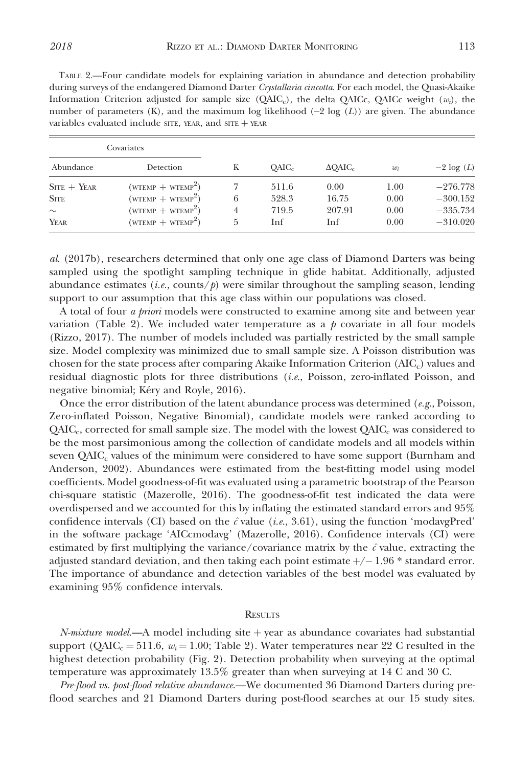TABLE 2.—Four candidate models for explaining variation in abundance and detection probability during surveys of the endangered Diamond Darter *Crystallaria cincotta*. For each model, the Quasi-Akaike Information Criterion adjusted for sample size ($QAIC_c$), the delta QAICc, QAICc weight ($w_i$), the number of parameters (K), and the maximum log likelihood (–2 log (*L*)) are given. The abundance variables evaluated include SITE, YEAR, and SITE + YEAR

| Covariates | | | | | | |
|---|---|---|---|---|---|---|
| Abundance | Detection | K | $QAIC_c$ | $\Delta QAIC_c$ | $w_i$ | $-2 \log (L)$ |
| SITE + YEAR | (WTEMP + WTEMP$^2$) | 7 | 511.6 | 0.00 | 1.00 | −276.778 |
| SITE | (WTEMP + WTEMP$^2$) | 6 | 528.3 | 16.75 | 0.00 | −300.152 |
| ~ | (WTEMP + WTEMP$^2$) | 4 | 719.5 | 207.91 | 0.00 | −335.734 |
| YEAR | (WTEMP + WTEMP$^2$) | 5 | Inf | Inf | 0.00 | −310.020 |

*al.* (2017b), researchers determined that only one age class of Diamond Darters was being sampled using the spotlight sampling technique in glide habitat. Additionally, adjusted abundance estimates (*i.e.,* counts/$p$) were similar throughout the sampling season, lending support to our assumption that this age class within our populations was closed.

A total of four *a priori* models were constructed to examine among site and between year variation (Table 2). We included water temperature as a $p$ covariate in all four models (Rizzo, 2017). The number of models included was partially restricted by the small sample size. Model complexity was minimized due to small sample size. A Poisson distribution was chosen for the state process after comparing Akaike Information Criterion ($AIC_c$) values and residual diagnostic plots for three distributions (*i.e.,* Poisson, zero-inflated Poisson, and negative binomial; Kéry and Royle, 2016).

Once the error distribution of the latent abundance process was determined (*e.g.*, Poisson, Zero-inflated Poisson, Negative Binomial), candidate models were ranked according to $QAIC_c$, corrected for small sample size. The model with the lowest $QAIC_c$ was considered to be the most parsimonious among the collection of candidate models and all models within seven $QAIC_c$ values of the minimum were considered to have some support (Burnham and Anderson, 2002). Abundances were estimated from the best-fitting model using model coefficients. Model goodness-of-fit was evaluated using a parametric bootstrap of the Pearson chi-square statistic (Mazerolle, 2016). The goodness-of-fit test indicated the data were overdispersed and we accounted for this by inflating the estimated standard errors and 95% confidence intervals (CI) based on the $\hat{c}$ value (*i.e.,* 3.61), using the function 'modavgPred' in the software package 'AICcmodavg' (Mazerolle, 2016). Confidence intervals (CI) were estimated by first multiplying the variance/covariance matrix by the $\hat{c}$ value, extracting the adjusted standard deviation, and then taking each point estimate +/− 1.96 * standard error. The importance of abundance and detection variables of the best model was evaluated by examining 95% confidence intervals.

## RESULTS

*N-mixture model.*—A model including site + year as abundance covariates had substantial support ($QAIC_c = 511.6$, $w_i = 1.00$; Table 2). Water temperatures near 22 C resulted in the highest detection probability (Fig. 2). Detection probability when surveying at the optimal temperature was approximately 13.5% greater than when surveying at 14 C and 30 C.

*Pre-flood vs. post-flood relative abundance.*—We documented 36 Diamond Darters during pre-flood searches and 21 Diamond Darters during post-flood searches at our 15 study sites.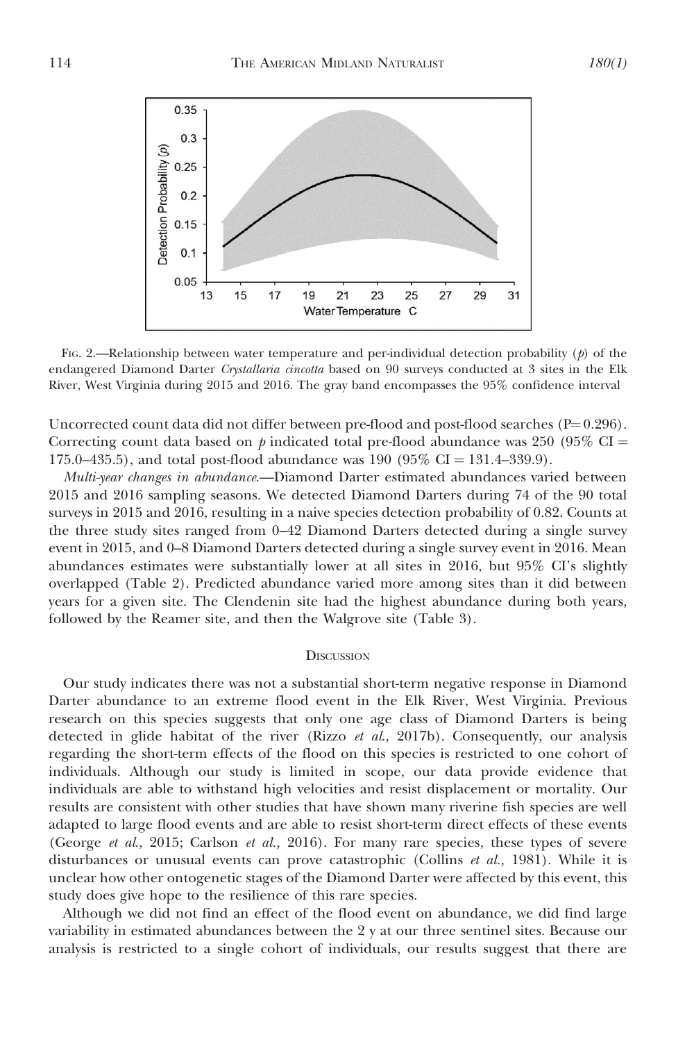FIG. 2.—Relationship between water temperature and per-individual detection probability ($p$) of the endangered Diamond Darter *Crystallaria cincotta* based on 90 surveys conducted at 3 sites in the Elk River, West Virginia during 2015 and 2016. The gray band encompasses the 95% confidence interval

Uncorrected count data did not differ between pre-flood and post-flood searches ($P = 0.296$). Correcting count data based on $p$ indicated total pre-flood abundance was 250 (95% CI = 175.0–435.5), and total post-flood abundance was 190 (95% CI = 131.4–339.9).

*Multi-year changes in abundance.*—Diamond Darter estimated abundances varied between 2015 and 2016 sampling seasons. We detected Diamond Darters during 74 of the 90 total surveys in 2015 and 2016, resulting in a naive species detection probability of 0.82. Counts at the three study sites ranged from 0–42 Diamond Darters detected during a single survey event in 2015, and 0–8 Diamond Darters detected during a single survey event in 2016. Mean abundances estimates were substantially lower at all sites in 2016, but 95% CI's slightly overlapped (Table 2). Predicted abundance varied more among sites than it did between years for a given site. The Clendenin site had the highest abundance during both years, followed by the Reamer site, and then the Walgrove site (Table 3).

## DISCUSSION

Our study indicates there was not a substantial short-term negative response in Diamond Darter abundance to an extreme flood event in the Elk River, West Virginia. Previous research on this species suggests that only one age class of Diamond Darters is being detected in glide habitat of the river (Rizzo *et al.*, 2017b). Consequently, our analysis regarding the short-term effects of the flood on this species is restricted to one cohort of individuals. Although our study is limited in scope, our data provide evidence that individuals are able to withstand high velocities and resist displacement or mortality. Our results are consistent with other studies that have shown many riverine fish species are well adapted to large flood events and are able to resist short-term direct effects of these events (George *et al.*, 2015; Carlson *et al.,* 2016). For many rare species, these types of severe disturbances or unusual events can prove catastrophic (Collins *et al.,* 1981). While it is unclear how other ontogenetic stages of the Diamond Darter were affected by this event, this study does give hope to the resilience of this rare species.

Although we did not find an effect of the flood event on abundance, we did find large variability in estimated abundances between the 2 y at our three sentinel sites. Because our analysis is restricted to a single cohort of individuals, our results suggest that there are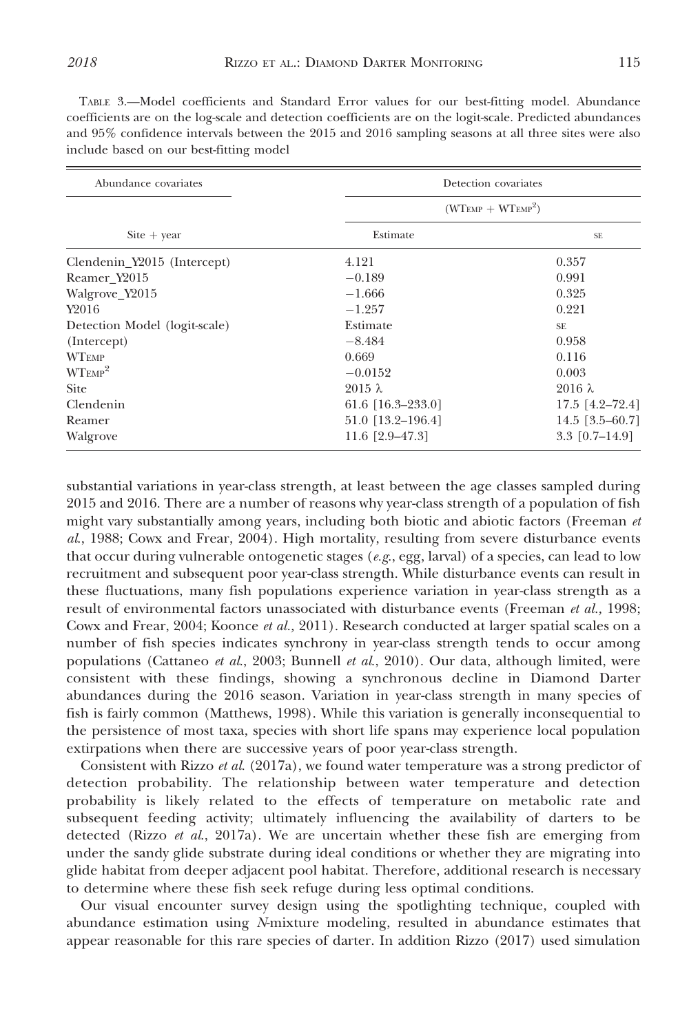TABLE 3.—Model coefficients and Standard Error values for our best-fitting model. Abundance coefficients are on the log-scale and detection coefficients are on the logit-scale. Predicted abundances and 95% confidence intervals between the 2015 and 2016 sampling seasons at all three sites were also include based on our best-fitting model

| Abundance covariates | Detection covariates | |
|---|---|---|
| | (WTEMP + WTEMP$^2$) | |
| Site + year | Estimate | SE |
| Clendenin_Y2015 (Intercept) | 4.121 | 0.357 |
| Reamer_Y2015 | −0.189 | 0.991 |
| Walgrove_Y2015 | −1.666 | 0.325 |
| Y2016 | −1.257 | 0.221 |
| Detection Model (logit-scale) | Estimate | SE |
| (Intercept) | −8.484 | 0.958 |
| WTEMP | 0.669 | 0.116 |
| WTEMP$^2$ | −0.0152 | 0.003 |
| Site | 2015 λ | 2016 λ |
| Clendenin | 61.6 [16.3–233.0] | 17.5 [4.2–72.4] |
| Reamer | 51.0 [13.2–196.4] | 14.5 [3.5–60.7] |
| Walgrove | 11.6 [2.9–47.3] | 3.3 [0.7–14.9] |

substantial variations in year-class strength, at least between the age classes sampled during 2015 and 2016. There are a number of reasons why year-class strength of a population of fish might vary substantially among years, including both biotic and abiotic factors (Freeman *et al.*, 1988; Cowx and Frear, 2004). High mortality, resulting from severe disturbance events that occur during vulnerable ontogenetic stages (*e.g.*, egg, larval) of a species, can lead to low recruitment and subsequent poor year-class strength. While disturbance events can result in these fluctuations, many fish populations experience variation in year-class strength as a result of environmental factors unassociated with disturbance events (Freeman *et al.,* 1998; Cowx and Frear, 2004; Koonce *et al.,* 2011). Research conducted at larger spatial scales on a number of fish species indicates synchrony in year-class strength tends to occur among populations (Cattaneo *et al.*, 2003; Bunnell *et al.*, 2010). Our data, although limited, were consistent with these findings, showing a synchronous decline in Diamond Darter abundances during the 2016 season. Variation in year-class strength in many species of fish is fairly common (Matthews, 1998). While this variation is generally inconsequential to the persistence of most taxa, species with short life spans may experience local population extirpations when there are successive years of poor year-class strength.

Consistent with Rizzo *et al.* (2017a), we found water temperature was a strong predictor of detection probability. The relationship between water temperature and detection probability is likely related to the effects of temperature on metabolic rate and subsequent feeding activity; ultimately influencing the availability of darters to be detected (Rizzo *et al.*, 2017a). We are uncertain whether these fish are emerging from under the sandy glide substrate during ideal conditions or whether they are migrating into glide habitat from deeper adjacent pool habitat. Therefore, additional research is necessary to determine where these fish seek refuge during less optimal conditions.

Our visual encounter survey design using the spotlighting technique, coupled with abundance estimation using *N*-mixture modeling, resulted in abundance estimates that appear reasonable for this rare species of darter. In addition Rizzo (2017) used simulation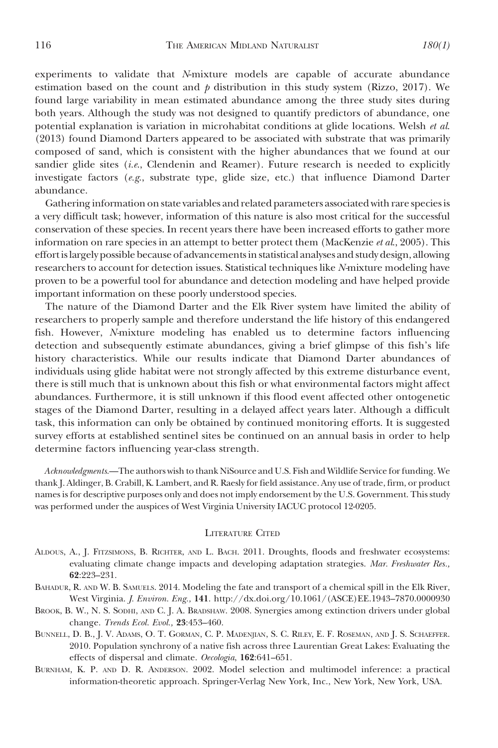experiments to validate that *N*-mixture models are capable of accurate abundance estimation based on the count and $p$ distribution in this study system (Rizzo, 2017). We found large variability in mean estimated abundance among the three study sites during both years. Although the study was not designed to quantify predictors of abundance, one potential explanation is variation in microhabitat conditions at glide locations. Welsh *et al.* (2013) found Diamond Darters appeared to be associated with substrate that was primarily composed of sand, which is consistent with the higher abundances that we found at our sandier glide sites (*i.e.*, Clendenin and Reamer). Future research is needed to explicitly investigate factors (*e.g.*, substrate type, glide size, etc.) that influence Diamond Darter abundance.

Gathering information on state variables and related parameters associated with rare species is a very difficult task; however, information of this nature is also most critical for the successful conservation of these species. In recent years there have been increased efforts to gather more information on rare species in an attempt to better protect them (MacKenzie *et al.*, 2005). This effort is largely possible because of advancements in statistical analyses and study design, allowing researchers to account for detection issues. Statistical techniques like *N*-mixture modeling have proven to be a powerful tool for abundance and detection modeling and have helped provide important information on these poorly understood species.

The nature of the Diamond Darter and the Elk River system have limited the ability of researchers to properly sample and therefore understand the life history of this endangered fish. However, *N*-mixture modeling has enabled us to determine factors influencing detection and subsequently estimate abundances, giving a brief glimpse of this fish's life history characteristics. While our results indicate that Diamond Darter abundances of individuals using glide habitat were not strongly affected by this extreme disturbance event, there is still much that is unknown about this fish or what environmental factors might affect abundances. Furthermore, it is still unknown if this flood event affected other ontogenetic stages of the Diamond Darter, resulting in a delayed affect years later. Although a difficult task, this information can only be obtained by continued monitoring efforts. It is suggested survey efforts at established sentinel sites be continued on an annual basis in order to help determine factors influencing year-class strength.

*Acknowledgments.*—The authors wish to thank NiSource and U.S. Fish and Wildlife Service for funding. We thank J. Aldinger, B. Crabill, K. Lambert, and R. Raesly for field assistance. Any use of trade, firm, or product names is for descriptive purposes only and does not imply endorsement by the U.S. Government. This study was performed under the auspices of West Virginia University IACUC protocol 12-0205.

## Literature Cited

Aldous, A., J. Fitzsimons, B. Richter, and L. Bach. 2011. Droughts, floods and freshwater ecosystems: evaluating climate change impacts and developing adaptation strategies. *Mar. Freshwater Res.,* **62**:223–231.

Bahadur, R. and W. B. Samuels. 2014. Modeling the fate and transport of a chemical spill in the Elk River, West Virginia. *J. Environ. Eng.,* **141**. http://dx.doi.org/10.1061/(ASCE)EE.1943–7870.0000930

Brook, B. W., N. S. Sodhi, and C. J. A. Bradshaw. 2008. Synergies among extinction drivers under global change. *Trends Ecol. Evol.,* **23**:453–460.

Bunnell, D. B., J. V. Adams, O. T. Gorman, C. P. Madenjian, S. C. Riley, E. F. Roseman, and J. S. Schaeffer. 2010. Population synchrony of a native fish across three Laurentian Great Lakes: Evaluating the effects of dispersal and climate. *Oecologia*, **162**:641–651.

Burnham, K. P. and D. R. Anderson. 2002. Model selection and multimodel inference: a practical information-theoretic approach. Springer-Verlag New York, Inc., New York, New York, USA.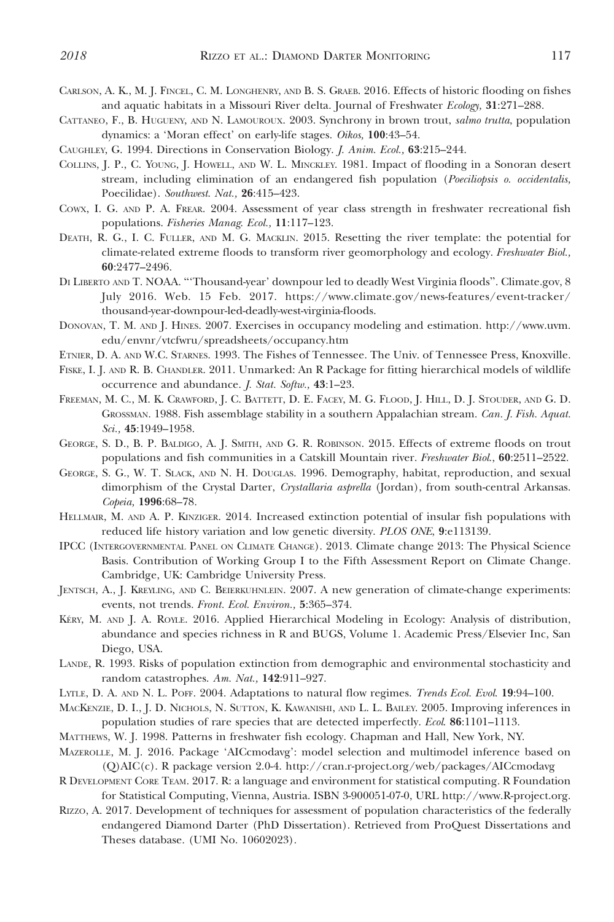Carlson, A. K., M. J. Fincel, C. M. Longhenry, and B. S. Graeb. 2016. Effects of historic flooding on fishes and aquatic habitats in a Missouri River delta. Journal of Freshwater *Ecology,* **31**:271–288.

Cattaneo, F., B. Hugueny, and N. Lamouroux. 2003. Synchrony in brown trout, *salmo trutta*, population dynamics: a 'Moran effect' on early-life stages. *Oikos,* **100**:43–54.

Caughley, G. 1994. Directions in Conservation Biology. *J. Anim. Ecol.,* **63**:215–244.

Collins, J. P., C. Young, J. Howell, and W. L. Minckley. 1981. Impact of flooding in a Sonoran desert stream, including elimination of an endangered fish population (*Poeciliopsis o. occidentalis,* Poecilidae). *Southwest. Nat.,* **26**:415–423.

Cowx, I. G. and P. A. Frear. 2004. Assessment of year class strength in freshwater recreational fish populations. *Fisheries Manag. Ecol.,* **11**:117–123.

Death, R. G., I. C. Fuller, and M. G. Macklin. 2015. Resetting the river template: the potential for climate-related extreme floods to transform river geomorphology and ecology. *Freshwater Biol.,* **60**:2477–2496.

Di Liberto and T. NOAA. "'Thousand-year' downpour led to deadly West Virginia floods". Climate.gov, 8 July 2016. Web. 15 Feb. 2017. https://www.climate.gov/news-features/event-tracker/thousand-year-downpour-led-deadly-west-virginia-floods.

Donovan, T. M. and J. Hines. 2007. Exercises in occupancy modeling and estimation. http://www.uvm.edu/envnr/vtcfwru/spreadsheets/occupancy.htm

Etnier, D. A. and W.C. Starnes. 1993. The Fishes of Tennessee. The Univ. of Tennessee Press, Knoxville.

Fiske, I. J. and R. B. Chandler. 2011. Unmarked: An R Package for fitting hierarchical models of wildlife occurrence and abundance. *J. Stat. Softw.,* **43**:1–23.

Freeman, M. C., M. K. Crawford, J. C. Battett, D. E. Facey, M. G. Flood, J. Hill, D. J. Stouder, and G. D. Grossman. 1988. Fish assemblage stability in a southern Appalachian stream. *Can. J. Fish. Aquat. Sci.,* **45**:1949–1958.

George, S. D., B. P. Baldigo, A. J. Smith, and G. R. Robinson. 2015. Effects of extreme floods on trout populations and fish communities in a Catskill Mountain river. *Freshwater Biol.*, **60**:2511–2522.

George, S. G., W. T. Slack, and N. H. Douglas. 1996. Demography, habitat, reproduction, and sexual dimorphism of the Crystal Darter, *Crystallaria asprella* (Jordan), from south-central Arkansas. *Copeia,* **1996**:68–78.

Hellmair, M. and A. P. Kinziger. 2014. Increased extinction potential of insular fish populations with reduced life history variation and low genetic diversity. *PLOS ONE*, **9**:e113139.

IPCC (Intergovernmental Panel on Climate Change). 2013. Climate change 2013: The Physical Science Basis. Contribution of Working Group I to the Fifth Assessment Report on Climate Change. Cambridge, UK: Cambridge University Press.

Jentsch, A., J. Kreyling, and C. Beierkuhnlein. 2007. A new generation of climate-change experiments: events, not trends. *Front. Ecol. Environ.,* **5**:365–374.

Kéry, M. and J. A. Royle. 2016. Applied Hierarchical Modeling in Ecology: Analysis of distribution, abundance and species richness in R and BUGS, Volume 1. Academic Press/Elsevier Inc, San Diego, USA.

Lande, R. 1993. Risks of population extinction from demographic and environmental stochasticity and random catastrophes. *Am. Nat.,* **142**:911–927.

Lytle, D. A. and N. L. Poff. 2004. Adaptations to natural flow regimes. *Trends Ecol. Evol.* **19**:94–100.

MacKenzie, D. I., J. D. Nichols, N. Sutton, K. Kawanishi, and L. L. Bailey. 2005. Improving inferences in population studies of rare species that are detected imperfectly. *Ecol.* **86**:1101–1113.

Matthews, W. J. 1998. Patterns in freshwater fish ecology. Chapman and Hall, New York, NY.

Mazerolle, M. J. 2016. Package 'AICcmodavg': model selection and multimodel inference based on (Q)AIC(c). R package version 2.0-4. http://cran.r-project.org/web/packages/AICcmodavg

R Development Core Team. 2017. R: a language and environment for statistical computing. R Foundation for Statistical Computing, Vienna, Austria. ISBN 3-900051-07-0, URL http://www.R-project.org.

Rizzo, A. 2017. Development of techniques for assessment of population characteristics of the federally endangered Diamond Darter (PhD Dissertation). Retrieved from ProQuest Dissertations and Theses database. (UMI No. 10602023).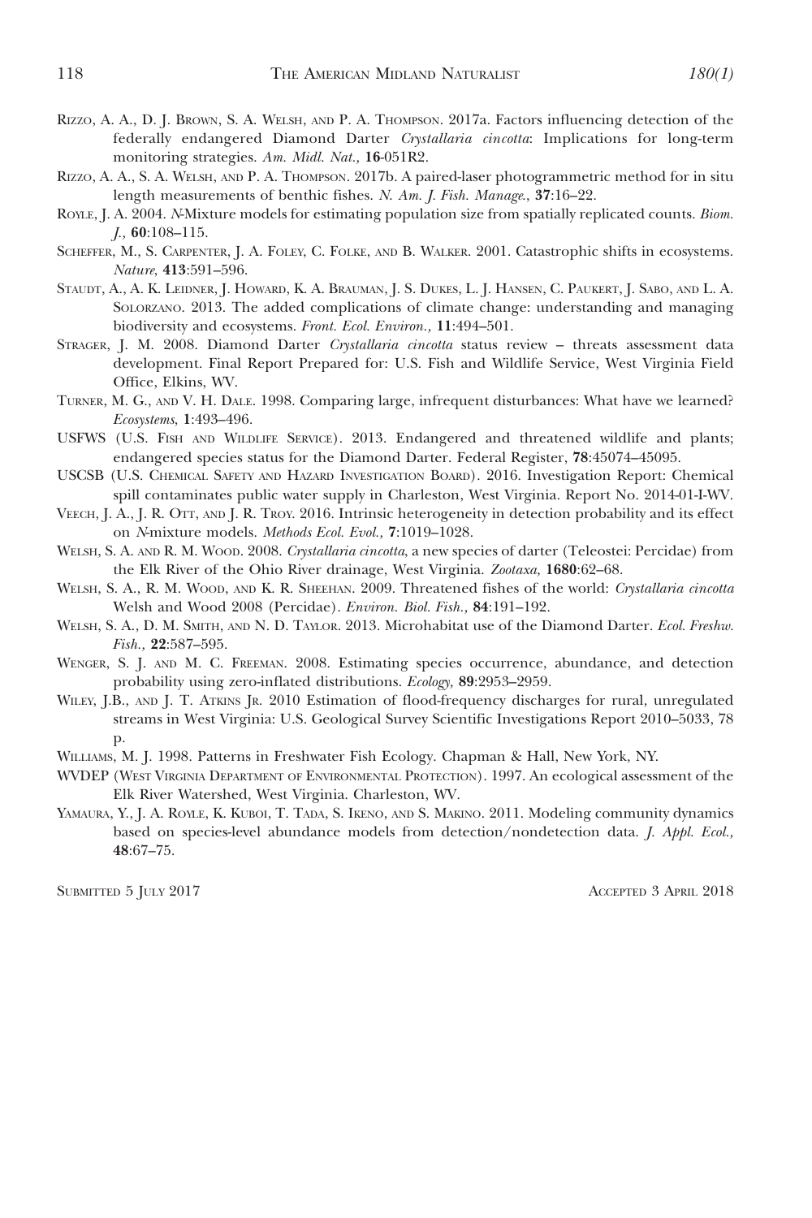Rizzo, A. A., D. J. Brown, S. A. Welsh, and P. A. Thompson. 2017a. Factors influencing detection of the federally endangered Diamond Darter *Crystallaria cincotta*: Implications for long-term monitoring strategies. *Am. Midl. Nat.,* **16**-051R2.

Rizzo, A. A., S. A. Welsh, and P. A. Thompson. 2017b. A paired-laser photogrammetric method for in situ length measurements of benthic fishes. *N. Am. J. Fish. Manage.*, **37**:16–22.

Royle, J. A. 2004. *N*-Mixture models for estimating population size from spatially replicated counts. *Biom. J.,* **60**:108–115.

Scheffer, M., S. Carpenter, J. A. Foley, C. Folke, and B. Walker. 2001. Catastrophic shifts in ecosystems. *Nature*, **413**:591–596.

Staudt, A., A. K. Leidner, J. Howard, K. A. Brauman, J. S. Dukes, L. J. Hansen, C. Paukert, J. Sabo, and L. A. Solorzano. 2013. The added complications of climate change: understanding and managing biodiversity and ecosystems. *Front. Ecol. Environ.,* **11**:494–501.

Strager, J. M. 2008. Diamond Darter *Crystallaria cincotta* status review – threats assessment data development. Final Report Prepared for: U.S. Fish and Wildlife Service, West Virginia Field Office, Elkins, WV.

Turner, M. G., and V. H. Dale. 1998. Comparing large, infrequent disturbances: What have we learned? *Ecosystems*, **1**:493–496.

USFWS (U.S. Fish and Wildlife Service). 2013. Endangered and threatened wildlife and plants; endangered species status for the Diamond Darter. Federal Register, **78**:45074–45095.

USCSB (U.S. Chemical Safety and Hazard Investigation Board). 2016. Investigation Report: Chemical spill contaminates public water supply in Charleston, West Virginia. Report No. 2014-01-I-WV.

Veech, J. A., J. R. Ott, and J. R. Troy. 2016. Intrinsic heterogeneity in detection probability and its effect on *N*-mixture models. *Methods Ecol. Evol.,* **7**:1019–1028.

Welsh, S. A. and R. M. Wood. 2008. *Crystallaria cincotta*, a new species of darter (Teleostei: Percidae) from the Elk River of the Ohio River drainage, West Virginia. *Zootaxa,* **1680**:62–68.

Welsh, S. A., R. M. Wood, and K. R. Sheehan. 2009. Threatened fishes of the world: *Crystallaria cincotta* Welsh and Wood 2008 (Percidae). *Environ. Biol. Fish.,* **84**:191–192.

Welsh, S. A., D. M. Smith, and N. D. Taylor. 2013. Microhabitat use of the Diamond Darter. *Ecol. Freshw. Fish.,* **22**:587–595.

Wenger, S. J. and M. C. Freeman. 2008. Estimating species occurrence, abundance, and detection probability using zero-inflated distributions. *Ecology,* **89**:2953–2959.

Wiley, J.B., and J. T. Atkins Jr. 2010 Estimation of flood-frequency discharges for rural, unregulated streams in West Virginia: U.S. Geological Survey Scientific Investigations Report 2010–5033, 78 p.

Williams, M. J. 1998. Patterns in Freshwater Fish Ecology. Chapman & Hall, New York, NY.

WVDEP (West Virginia Department of Environmental Protection). 1997. An ecological assessment of the Elk River Watershed, West Virginia. Charleston, WV.

Yamaura, Y., J. A. Royle, K. Kuboi, T. Tada, S. Ikeno, and S. Makino. 2011. Modeling community dynamics based on species-level abundance models from detection/nondetection data. *J. Appl. Ecol.,* **48**:67–75.

Submitted 5 July 2017 Accepted 3 April 2018